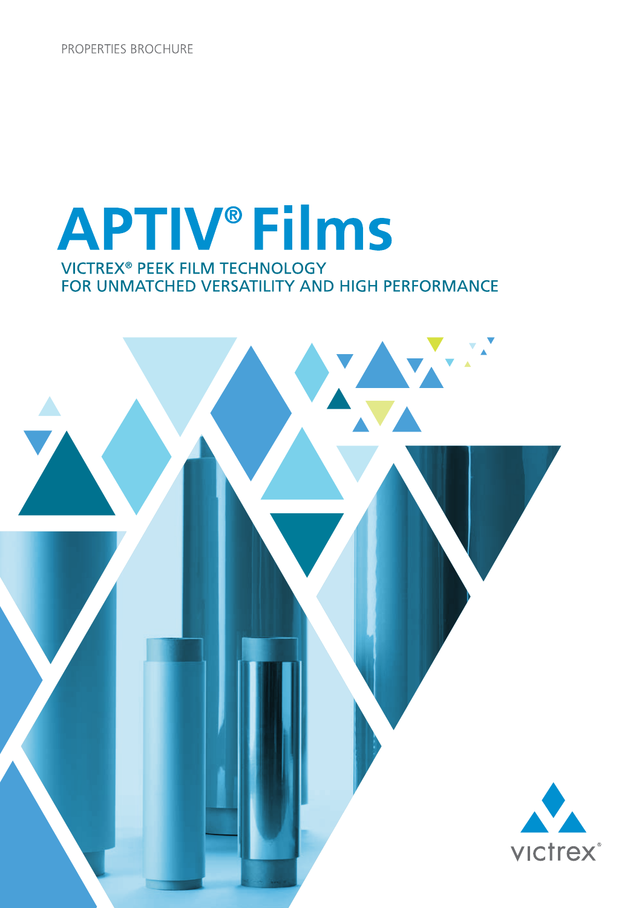PROPERTIES BROCHURE

# APTIV® Films

## VICTREX® PEEK FILM TECHNOLOGY FOR UNMATCHED VERSATILITY AND HIGH PERFORMANCE

victrex®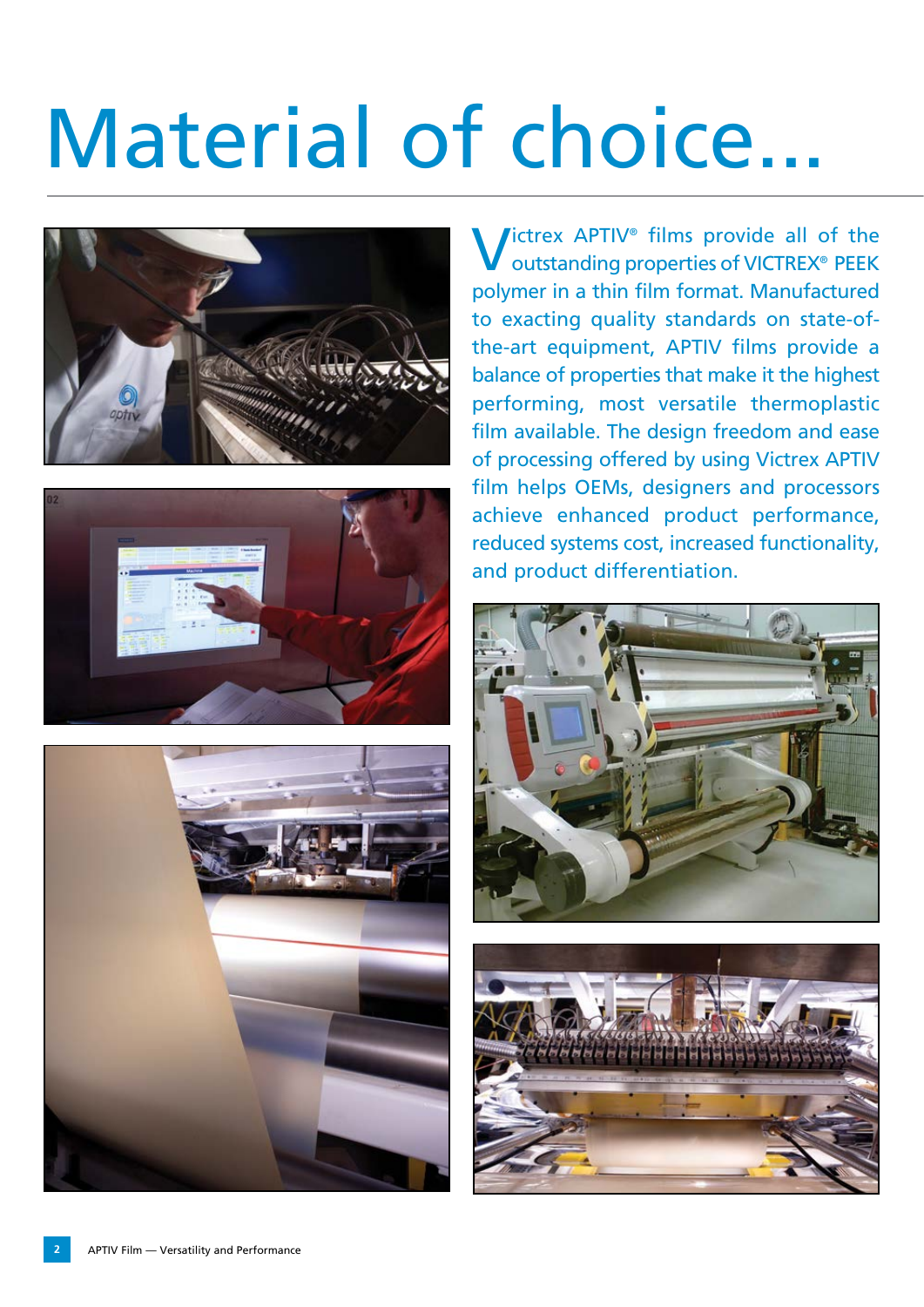# Material of choice...

Victrex APTIV® films provide all of the outstanding properties of VICTREX® PEEK polymer in a thin film format. Manufactured to exacting quality standards on state-of-the-art equipment, APTIV films provide a balance of properties that make it the highest performing, most versatile thermoplastic film available. The design freedom and ease of processing offered by using Victrex APTIV film helps OEMs, designers and processors achieve enhanced product performance, reduced systems cost, increased functionality, and product differentiation.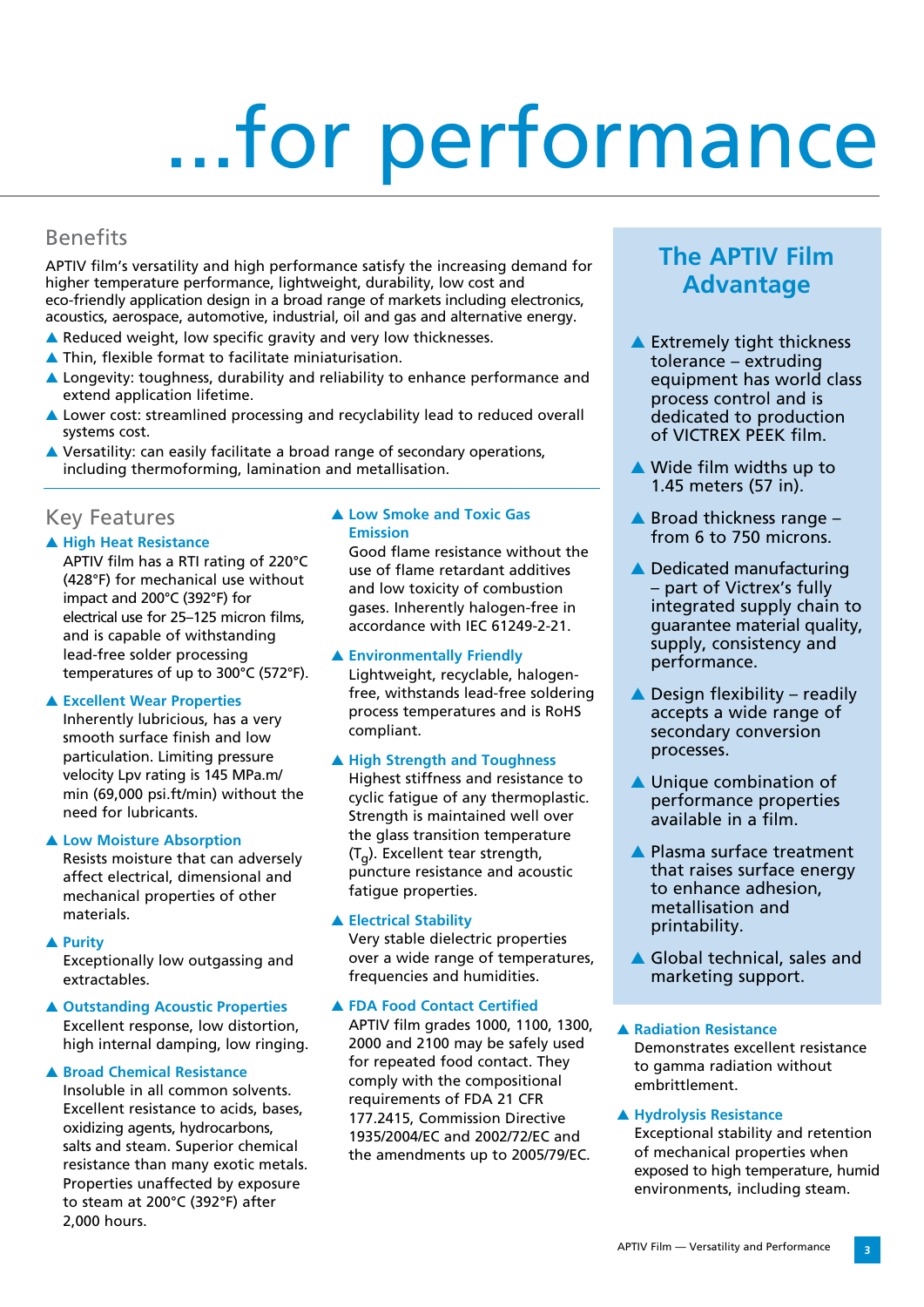# ...for performance

## Benefits

APTIV film's versatility and high performance satisfy the increasing demand for higher temperature performance, lightweight, durability, low cost and eco-friendly application design in a broad range of markets including electronics, acoustics, aerospace, automotive, industrial, oil and gas and alternative energy.

- Reduced weight, low specific gravity and very low thicknesses.
- Thin, flexible format to facilitate miniaturisation.
- Longevity: toughness, durability and reliability to enhance performance and extend application lifetime.
- Lower cost: streamlined processing and recyclability lead to reduced overall systems cost.
- Versatility: can easily facilitate a broad range of secondary operations, including thermoforming, lamination and metallisation.

## Key Features

**High Heat Resistance**
APTIV film has a RTI rating of 220°C (428°F) for mechanical use without impact and 200°C (392°F) for electrical use for 25–125 micron films, and is capable of withstanding lead-free solder processing temperatures of up to 300°C (572°F).

**Excellent Wear Properties**
Inherently lubricious, has a very smooth surface finish and low particulation. Limiting pressure velocity Lpv rating is 145 MPa.m/min (69,000 psi.ft/min) without the need for lubricants.

**Low Moisture Absorption**
Resists moisture that can adversely affect electrical, dimensional and mechanical properties of other materials.

**Purity**
Exceptionally low outgassing and extractables.

**Outstanding Acoustic Properties**
Excellent response, low distortion, high internal damping, low ringing.

**Broad Chemical Resistance**
Insoluble in all common solvents. Excellent resistance to acids, bases, oxidizing agents, hydrocarbons, salts and steam. Superior chemical resistance than many exotic metals. Properties unaffected by exposure to steam at 200°C (392°F) after 2,000 hours.

**Low Smoke and Toxic Gas Emission**
Good flame resistance without the use of flame retardant additives and low toxicity of combustion gases. Inherently halogen-free in accordance with IEC 61249-2-21.

**Environmentally Friendly**
Lightweight, recyclable, halogen-free, withstands lead-free soldering process temperatures and is RoHS compliant.

**High Strength and Toughness**
Highest stiffness and resistance to cyclic fatigue of any thermoplastic. Strength is maintained well over the glass transition temperature ($T_g$). Excellent tear strength, puncture resistance and acoustic fatigue properties.

**Electrical Stability**
Very stable dielectric properties over a wide range of temperatures, frequencies and humidities.

**FDA Food Contact Certified**
APTIV film grades 1000, 1100, 1300, 2000 and 2100 may be safely used for repeated food contact. They comply with the compositional requirements of FDA 21 CFR 177.2415, Commission Directive 1935/2004/EC and 2002/72/EC and the amendments up to 2005/79/EC.

**Radiation Resistance**
Demonstrates excellent resistance to gamma radiation without embrittlement.

**Hydrolysis Resistance**
Exceptional stability and retention of mechanical properties when exposed to high temperature, humid environments, including steam.

## The APTIV Film Advantage

- Extremely tight thickness tolerance – extruding equipment has world class process control and is dedicated to production of VICTREX PEEK film.
- Wide film widths up to 1.45 meters (57 in).
- Broad thickness range – from 6 to 750 microns.
- Dedicated manufacturing – part of Victrex's fully integrated supply chain to guarantee material quality, supply, consistency and performance.
- Design flexibility – readily accepts a wide range of secondary conversion processes.
- Unique combination of performance properties available in a film.
- Plasma surface treatment that raises surface energy to enhance adhesion, metallisation and printability.
- Global technical, sales and marketing support.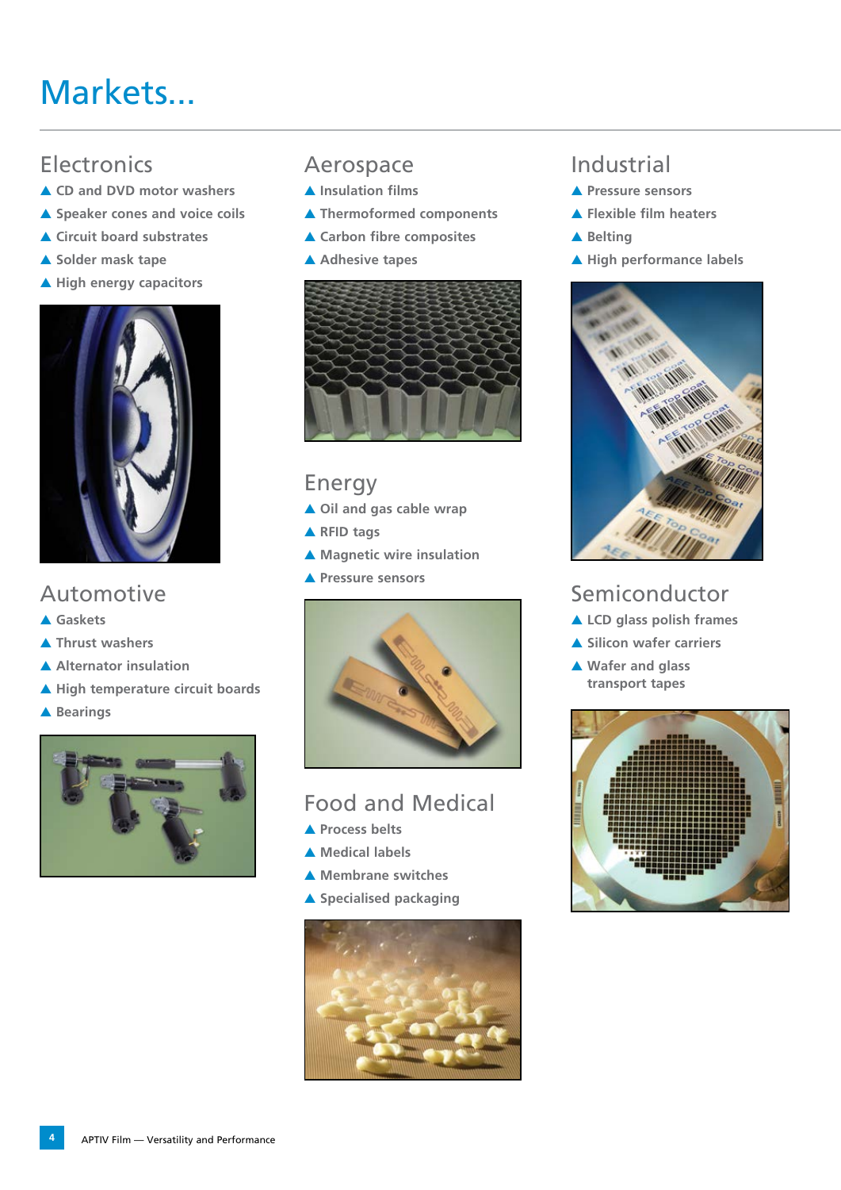# Markets...

## Electronics

- CD and DVD motor washers
- Speaker cones and voice coils
- Circuit board substrates
- Solder mask tape
- High energy capacitors

## Automotive

- Gaskets
- Thrust washers
- Alternator insulation
- High temperature circuit boards
- Bearings

## Aerospace

- Insulation films
- Thermoformed components
- Carbon fibre composites
- Adhesive tapes

## Energy

- Oil and gas cable wrap
- RFID tags
- Magnetic wire insulation
- Pressure sensors

## Food and Medical

- Process belts
- Medical labels
- Membrane switches
- Specialised packaging

## Industrial

- Pressure sensors
- Flexible film heaters
- Belting
- High performance labels

## Semiconductor

- LCD glass polish frames
- Silicon wafer carriers
- Wafer and glass transport tapes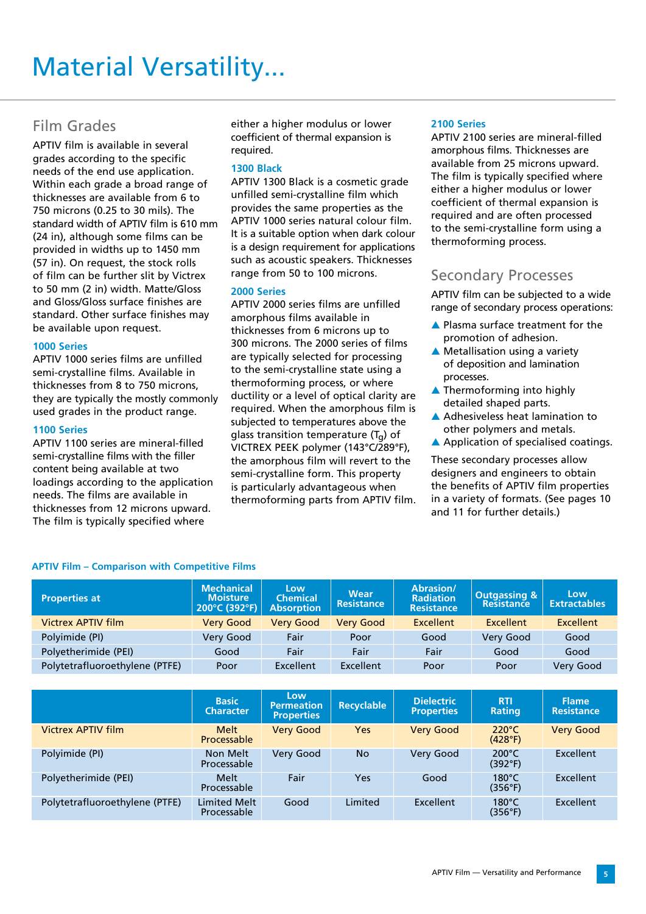# Material Versatility...

## Film Grades

APTIV film is available in several grades according to the specific needs of the end use application. Within each grade a broad range of thicknesses are available from 6 to 750 microns (0.25 to 30 mils). The standard width of APTIV film is 610 mm (24 in), although some films can be provided in widths up to 1450 mm (57 in). On request, the stock rolls of film can be further slit by Victrex to 50 mm (2 in) width. Matte/Gloss and Gloss/Gloss surface finishes are standard. Other surface finishes may be available upon request.

### 1000 Series

APTIV 1000 series films are unfilled semi-crystalline films. Available in thicknesses from 8 to 750 microns, they are typically the mostly commonly used grades in the product range.

### 1100 Series

APTIV 1100 series are mineral-filled semi-crystalline films with the filler content being available at two loadings according to the application needs. The films are available in thicknesses from 12 microns upward. The film is typically specified where either a higher modulus or lower coefficient of thermal expansion is required.

### 1300 Black

APTIV 1300 Black is a cosmetic grade unfilled semi-crystalline film which provides the same properties as the APTIV 1000 series natural colour film. It is a suitable option when dark colour is a design requirement for applications such as acoustic speakers. Thicknesses range from 50 to 100 microns.

### 2000 Series

APTIV 2000 series films are unfilled amorphous films available in thicknesses from 6 microns up to 300 microns. The 2000 series of films are typically selected for processing to the semi-crystalline state using a thermoforming process, or where ductility or a level of optical clarity are required. When the amorphous film is subjected to temperatures above the glass transition temperature ($T_g$) of VICTREX PEEK polymer (143°C/289°F), the amorphous film will revert to the semi-crystalline form. This property is particularly advantageous when thermoforming parts from APTIV film.

### 2100 Series

APTIV 2100 series are mineral-filled amorphous films. Thicknesses are available from 25 microns upward. The film is typically specified where either a higher modulus or lower coefficient of thermal expansion is required and are often processed to the semi-crystalline form using a thermoforming process.

## Secondary Processes

APTIV film can be subjected to a wide range of secondary process operations:

- Plasma surface treatment for the promotion of adhesion.
- Metallisation using a variety of deposition and lamination processes.
- Thermoforming into highly detailed shaped parts.
- Adhesiveless heat lamination to other polymers and metals.
- Application of specialised coatings.

These secondary processes allow designers and engineers to obtain the benefits of APTIV film properties in a variety of formats. (See pages 10 and 11 for further details.)

**APTIV Film – Comparison with Competitive Films**

| Properties at | Mechanical Moisture 200°C (392°F) | Low Chemical Absorption | Wear Resistance | Abrasion/ Radiation Resistance | Outgassing & Resistance | Low Extractables |
|---|---|---|---|---|---|---|
| Victrex APTIV film | Very Good | Very Good | Very Good | Excellent | Excellent | Excellent |
| Polyimide (PI) | Very Good | Fair | Poor | Good | Very Good | Good |
| Polyetherimide (PEI) | Good | Fair | Fair | Fair | Good | Good |
| Polytetrafluoroethylene (PTFE) | Poor | Excellent | Excellent | Poor | Poor | Very Good |

| | Basic Character | Low Permeation Properties | Recyclable | Dielectric Properties | RTI Rating | Flame Resistance |
|---|---|---|---|---|---|---|
| Victrex APTIV film | Melt Processable | Very Good | Yes | Very Good | 220°C (428°F) | Very Good |
| Polyimide (PI) | Non Melt Processable | Very Good | No | Very Good | 200°C (392°F) | Excellent |
| Polyetherimide (PEI) | Melt Processable | Fair | Yes | Good | 180°C (356°F) | Excellent |
| Polytetrafluoroethylene (PTFE) | Limited Melt Processable | Good | Limited | Excellent | 180°C (356°F) | Excellent |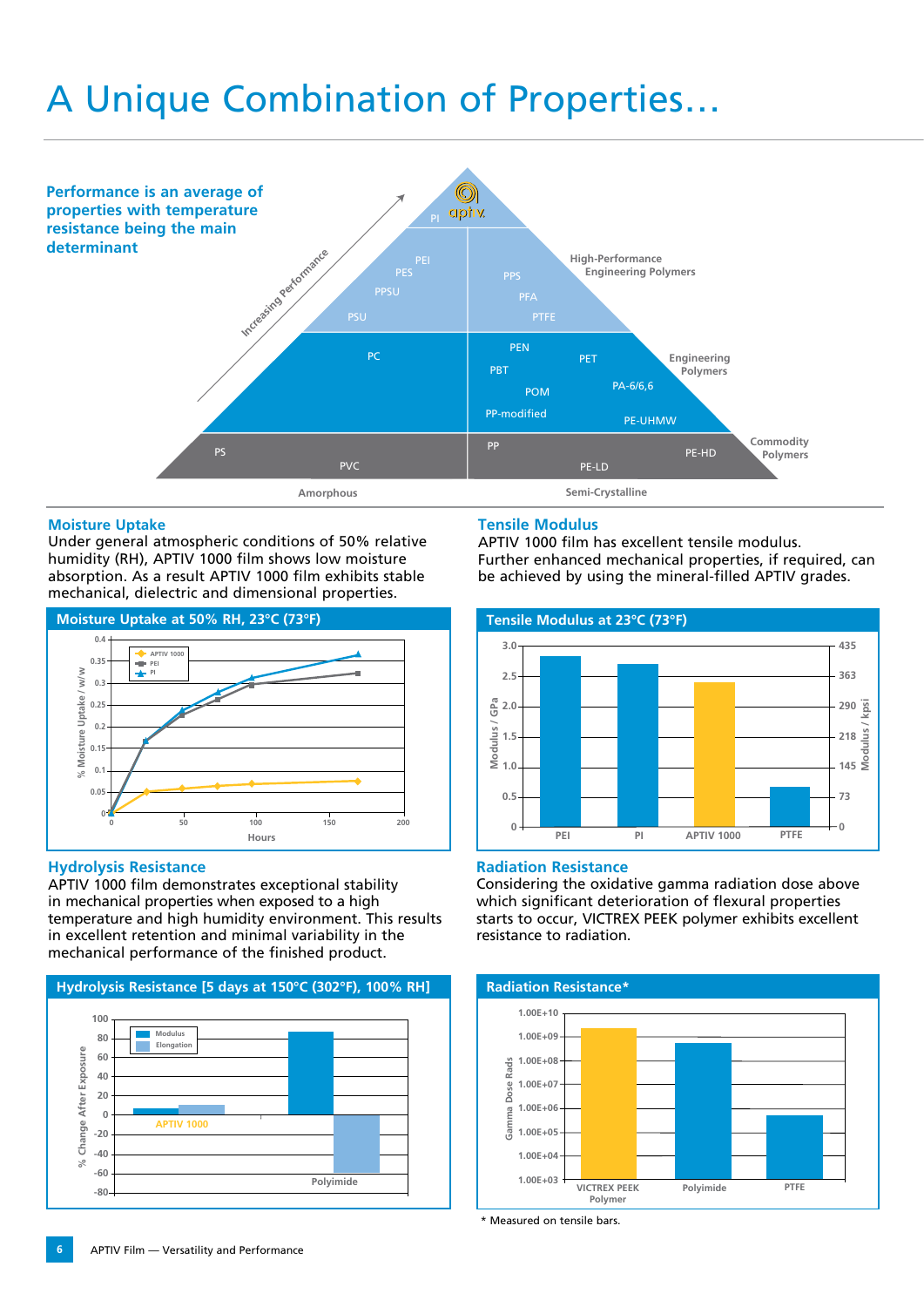# A Unique Combination of Properties…

**Performance is an average of properties with temperature resistance being the main determinant**

Increasing Performance

| Tier | Amorphous | Semi-Crystalline |
|---|---|---|
| (Top) | PI | APTIV |
| High-Performance Engineering Polymers | PEI, PES, PPSU, PSU | PPS, PFA, PTFE |
| Engineering Polymers | PC | PEN, PET, PBT, POM, PA-6/6,6, PP-modified, PE-UHMW |
| Commodity Polymers | PS, PVC | PP, PE-LD, PE-HD |

## Moisture Uptake

Under general atmospheric conditions of 50% relative humidity (RH), APTIV 1000 film shows low moisture absorption. As a result APTIV 1000 film exhibits stable mechanical, dielectric and dimensional properties.

**Moisture Uptake at 50% RH, 23°C (73°F)**

(Chart: % Moisture Uptake / w/w vs. Hours, 0–200; series: APTIV 1000, PEI, PI)

## Tensile Modulus

APTIV 1000 film has excellent tensile modulus. Further enhanced mechanical properties, if required, can be achieved by using the mineral-filled APTIV grades.

**Tensile Modulus at 23°C (73°F)**

(Chart: Modulus / GPa (0–3.0) and Modulus / kpsi (0–435) for PEI, PI, APTIV 1000, PTFE)

## Hydrolysis Resistance

APTIV 1000 film demonstrates exceptional stability in mechanical properties when exposed to a high temperature and high humidity environment. This results in excellent retention and minimal variability in the mechanical performance of the finished product.

**Hydrolysis Resistance [5 days at 150°C (302°F), 100% RH]**

(Chart: % Change After Exposure (−80 to 100), Modulus and Elongation, for APTIV 1000 and Polyimide)

## Radiation Resistance

Considering the oxidative gamma radiation dose above which significant deterioration of flexural properties starts to occur, VICTREX PEEK polymer exhibits excellent resistance to radiation.

**Radiation Resistance***

(Chart: Gamma Dose Rads (1.00E+03 to 1.00E+10) for VICTREX PEEK Polymer, Polyimide, PTFE)

\* Measured on tensile bars.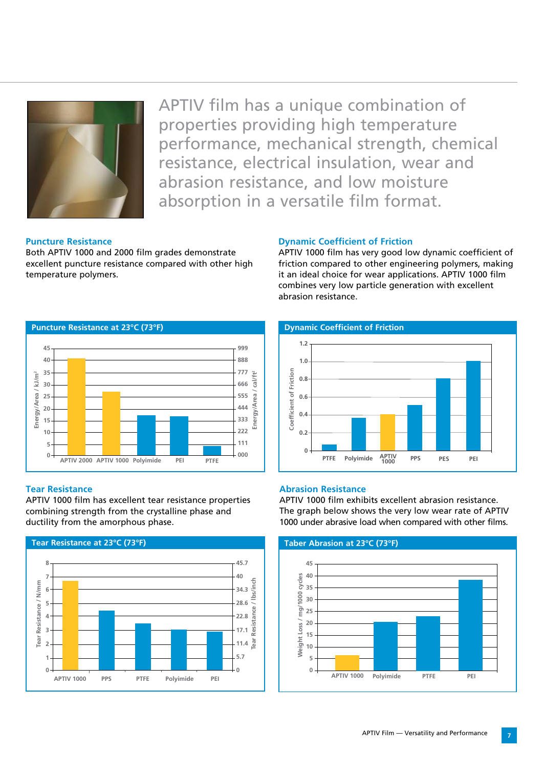APTIV film has a unique combination of properties providing high temperature performance, mechanical strength, chemical resistance, electrical insulation, wear and abrasion resistance, and low moisture absorption in a versatile film format.

## Puncture Resistance

Both APTIV 1000 and 2000 film grades demonstrate excellent puncture resistance compared with other high temperature polymers.

**Puncture Resistance at 23°C (73°F)**

Left axis: Energy/Area / kJ/m² (0–45); right axis: Energy/Area / cal/ft² (000–999)

Categories: APTIV 2000, APTIV 1000, Polyimide, PEI, PTFE

## Dynamic Coefficient of Friction

APTIV 1000 film has very good low dynamic coefficient of friction compared to other engineering polymers, making it an ideal choice for wear applications. APTIV 1000 film combines very low particle generation with excellent abrasion resistance.

**Dynamic Coefficient of Friction**

Axis: Coefficient of Friction (0–1.2)

Categories: PTFE, Polyimide, APTIV 1000, PPS, PES, PEI

## Tear Resistance

APTIV 1000 film has excellent tear resistance properties combining strength from the crystalline phase and ductility from the amorphous phase.

**Tear Resistance at 23°C (73°F)**

Left axis: Tear Resistance / N/mm (0–8); right axis: Tear Resistance / lbs/inch (0–45.7)

Categories: APTIV 1000, PPS, PTFE, Polyimide, PEI

## Abrasion Resistance

APTIV 1000 film exhibits excellent abrasion resistance. The graph below shows the very low wear rate of APTIV 1000 under abrasive load when compared with other films.

**Taber Abrasion at 23°C (73°F)**

Axis: Weight Loss / mg/1000 cycles (0–45)

Categories: APTIV 1000, Polyimide, PTFE, PEI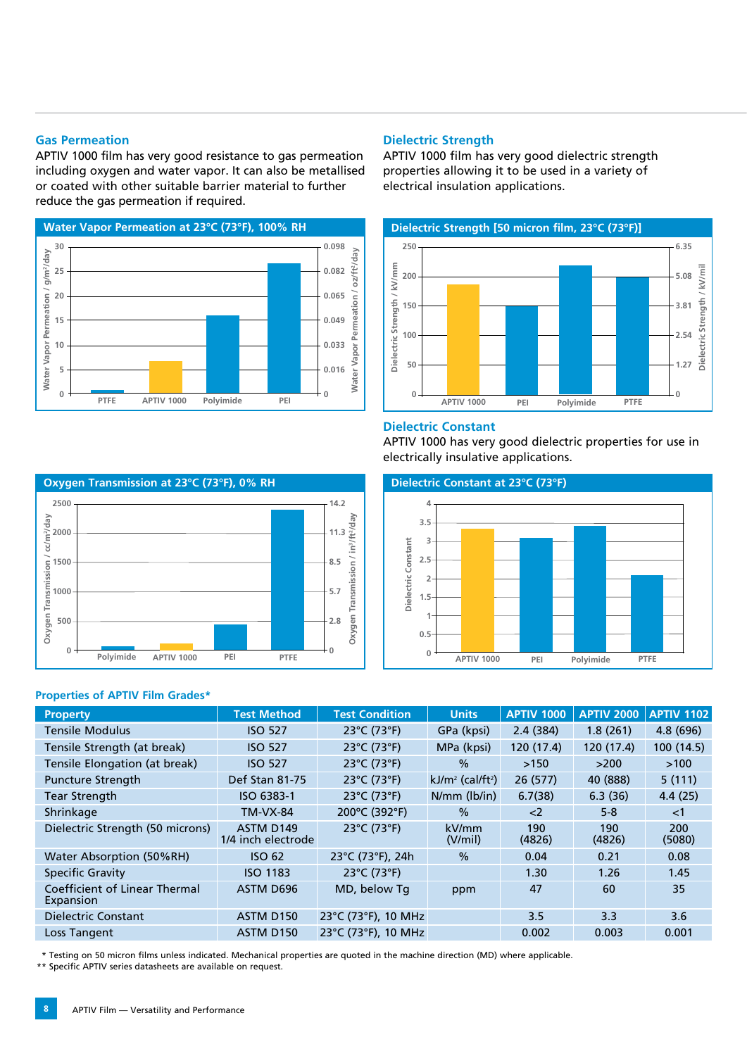## Gas Permeation

APTIV 1000 film has very good resistance to gas permeation including oxygen and water vapor. It can also be metallised or coated with other suitable barrier material to further reduce the gas permeation if required.

**Water Vapor Permeation at 23°C (73°F), 100% RH**

**Oxygen Transmission at 23°C (73°F), 0% RH**

## Dielectric Strength

APTIV 1000 film has very good dielectric strength properties allowing it to be used in a variety of electrical insulation applications.

**Dielectric Strength [50 micron film, 23°C (73°F)]**

## Dielectric Constant

APTIV 1000 has very good dielectric properties for use in electrically insulative applications.

**Dielectric Constant at 23°C (73°F)**

### Properties of APTIV Film Grades*

| Property | Test Method | Test Condition | Units | APTIV 1000 | APTIV 2000 | APTIV 1102 |
|---|---|---|---|---|---|---|
| Tensile Modulus | ISO 527 | 23°C (73°F) | GPa (kpsi) | 2.4 (384) | 1.8 (261) | 4.8 (696) |
| Tensile Strength (at break) | ISO 527 | 23°C (73°F) | MPa (kpsi) | 120 (17.4) | 120 (17.4) | 100 (14.5) |
| Tensile Elongation (at break) | ISO 527 | 23°C (73°F) | % | >150 | >200 | >100 |
| Puncture Strength | Def Stan 81-75 | 23°C (73°F) | kJ/m² (cal/ft²) | 26 (577) | 40 (888) | 5 (111) |
| Tear Strength | ISO 6383-1 | 23°C (73°F) | N/mm (lb/in) | 6.7(38) | 6.3 (36) | 4.4 (25) |
| Shrinkage | TM-VX-84 | 200°C (392°F) | % | <2 | 5-8 | <1 |
| Dielectric Strength (50 microns) | ASTM D149 1/4 inch electrode | 23°C (73°F) | kV/mm (V/mil) | 190 (4826) | 190 (4826) | 200 (5080) |
| Water Absorption (50%RH) | ISO 62 | 23°C (73°F), 24h | % | 0.04 | 0.21 | 0.08 |
| Specific Gravity | ISO 1183 | 23°C (73°F) | | 1.30 | 1.26 | 1.45 |
| Coefficient of Linear Thermal Expansion | ASTM D696 | MD, below Tg | ppm | 47 | 60 | 35 |
| Dielectric Constant | ASTM D150 | 23°C (73°F), 10 MHz | | 3.5 | 3.3 | 3.6 |
| Loss Tangent | ASTM D150 | 23°C (73°F), 10 MHz | | 0.002 | 0.003 | 0.001 |

\* Testing on 50 micron films unless indicated. Mechanical properties are quoted in the machine direction (MD) where applicable.

\*\* Specific APTIV series datasheets are available on request.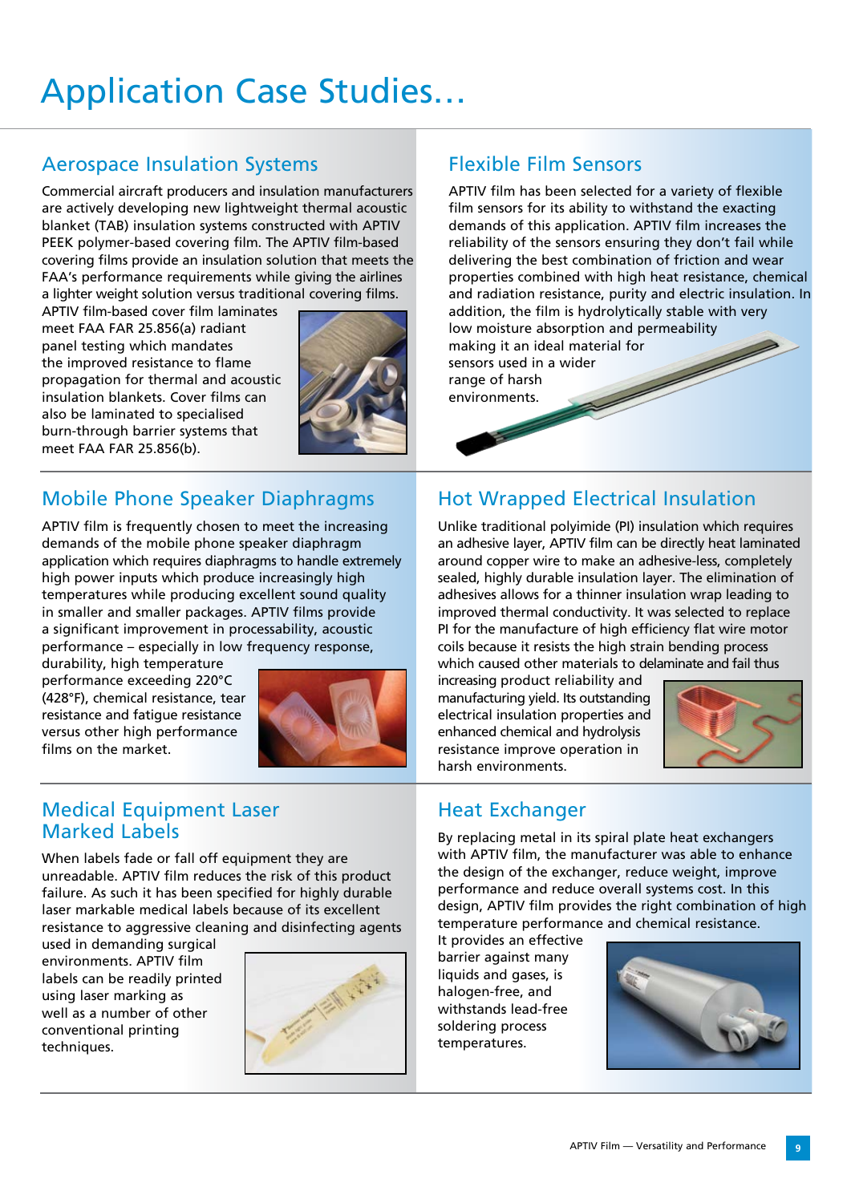# Application Case Studies...

## Aerospace Insulation Systems

Commercial aircraft producers and insulation manufacturers are actively developing new lightweight thermal acoustic blanket (TAB) insulation systems constructed with APTIV PEEK polymer-based covering film. The APTIV film-based covering films provide an insulation solution that meets the FAA's performance requirements while giving the airlines a lighter weight solution versus traditional covering films. APTIV film-based cover film laminates meet FAA FAR 25.856(a) radiant panel testing which mandates the improved resistance to flame propagation for thermal and acoustic insulation blankets. Cover films can also be laminated to specialised burn-through barrier systems that meet FAA FAR 25.856(b).

## Flexible Film Sensors

APTIV film has been selected for a variety of flexible film sensors for its ability to withstand the exacting demands of this application. APTIV film increases the reliability of the sensors ensuring they don't fail while delivering the best combination of friction and wear properties combined with high heat resistance, chemical and radiation resistance, purity and electric insulation. In addition, the film is hydrolytically stable with very low moisture absorption and permeability making it an ideal material for sensors used in a wider range of harsh environments.

## Mobile Phone Speaker Diaphragms

APTIV film is frequently chosen to meet the increasing demands of the mobile phone speaker diaphragm application which requires diaphragms to handle extremely high power inputs which produce increasingly high temperatures while producing excellent sound quality in smaller and smaller packages. APTIV films provide a significant improvement in processability, acoustic performance – especially in low frequency response, durability, high temperature performance exceeding 220°C (428°F), chemical resistance, tear resistance and fatigue resistance versus other high performance films on the market.

## Hot Wrapped Electrical Insulation

Unlike traditional polyimide (PI) insulation which requires an adhesive layer, APTIV film can be directly heat laminated around copper wire to make an adhesive-less, completely sealed, highly durable insulation layer. The elimination of adhesives allows for a thinner insulation wrap leading to improved thermal conductivity. It was selected to replace PI for the manufacture of high efficiency flat wire motor coils because it resists the high strain bending process which caused other materials to delaminate and fail thus increasing product reliability and manufacturing yield. Its outstanding electrical insulation properties and enhanced chemical and hydrolysis resistance improve operation in harsh environments.

## Medical Equipment Laser Marked Labels

When labels fade or fall off equipment they are unreadable. APTIV film reduces the risk of this product failure. As such it has been specified for highly durable laser markable medical labels because of its excellent resistance to aggressive cleaning and disinfecting agents used in demanding surgical environments. APTIV film labels can be readily printed using laser marking as well as a number of other conventional printing techniques.

## Heat Exchanger

By replacing metal in its spiral plate heat exchangers with APTIV film, the manufacturer was able to enhance the design of the exchanger, reduce weight, improve performance and reduce overall systems cost. In this design, APTIV film provides the right combination of high temperature performance and chemical resistance. It provides an effective barrier against many liquids and gases, is halogen-free, and withstands lead-free soldering process temperatures.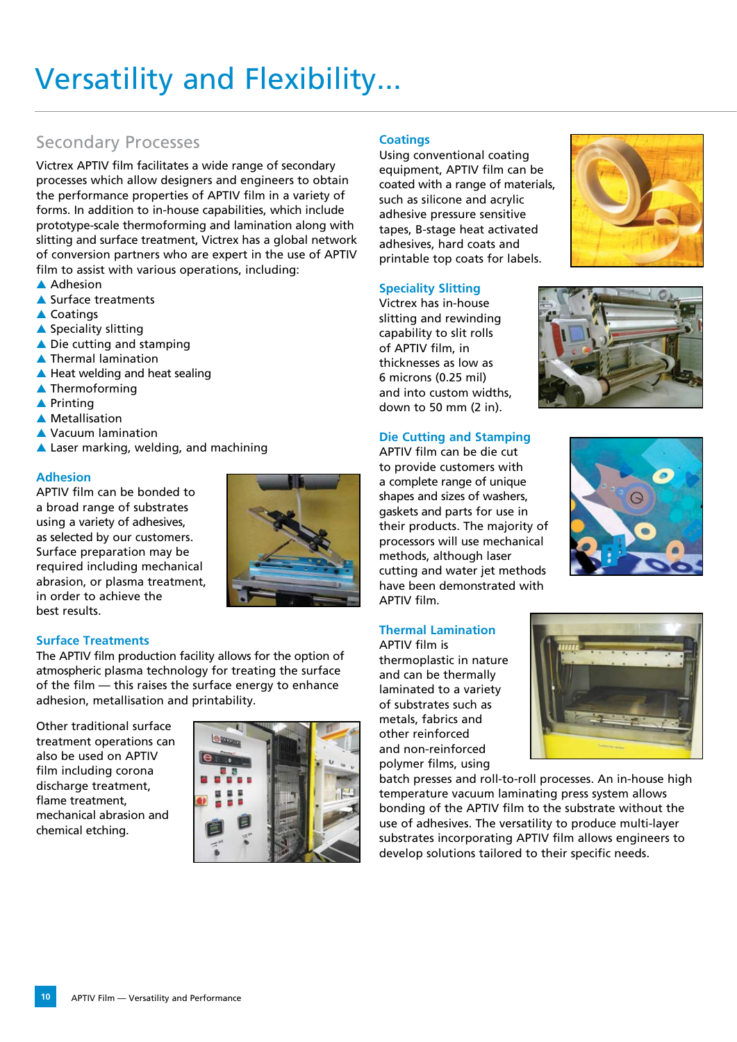# Versatility and Flexibility...

## Secondary Processes

Victrex APTIV film facilitates a wide range of secondary processes which allow designers and engineers to obtain the performance properties of APTIV film in a variety of forms. In addition to in-house capabilities, which include prototype-scale thermoforming and lamination along with slitting and surface treatment, Victrex has a global network of conversion partners who are expert in the use of APTIV film to assist with various operations, including:

- Adhesion
- Surface treatments
- Coatings
- Speciality slitting
- Die cutting and stamping
- Thermal lamination
- Heat welding and heat sealing
- Thermoforming
- Printing
- Metallisation
- Vacuum lamination
- Laser marking, welding, and machining

### Adhesion

APTIV film can be bonded to a broad range of substrates using a variety of adhesives, as selected by our customers. Surface preparation may be required including mechanical abrasion, or plasma treatment, in order to achieve the best results.

### Surface Treatments

The APTIV film production facility allows for the option of atmospheric plasma technology for treating the surface of the film — this raises the surface energy to enhance adhesion, metallisation and printability.

Other traditional surface treatment operations can also be used on APTIV film including corona discharge treatment, flame treatment, mechanical abrasion and chemical etching.

### Coatings

Using conventional coating equipment, APTIV film can be coated with a range of materials, such as silicone and acrylic adhesive pressure sensitive tapes, B-stage heat activated adhesives, hard coats and printable top coats for labels.

### Speciality Slitting

Victrex has in-house slitting and rewinding capability to slit rolls of APTIV film, in thicknesses as low as 6 microns (0.25 mil) and into custom widths, down to 50 mm (2 in).

### Die Cutting and Stamping

APTIV film can be die cut to provide customers with a complete range of unique shapes and sizes of washers, gaskets and parts for use in their products. The majority of processors will use mechanical methods, although laser cutting and water jet methods have been demonstrated with APTIV film.

### Thermal Lamination

APTIV film is thermoplastic in nature and can be thermally laminated to a variety of substrates such as metals, fabrics and other reinforced and non-reinforced polymer films, using batch presses and roll-to-roll processes. An in-house high temperature vacuum laminating press system allows bonding of the APTIV film to the substrate without the use of adhesives. The versatility to produce multi-layer substrates incorporating APTIV film allows engineers to develop solutions tailored to their specific needs.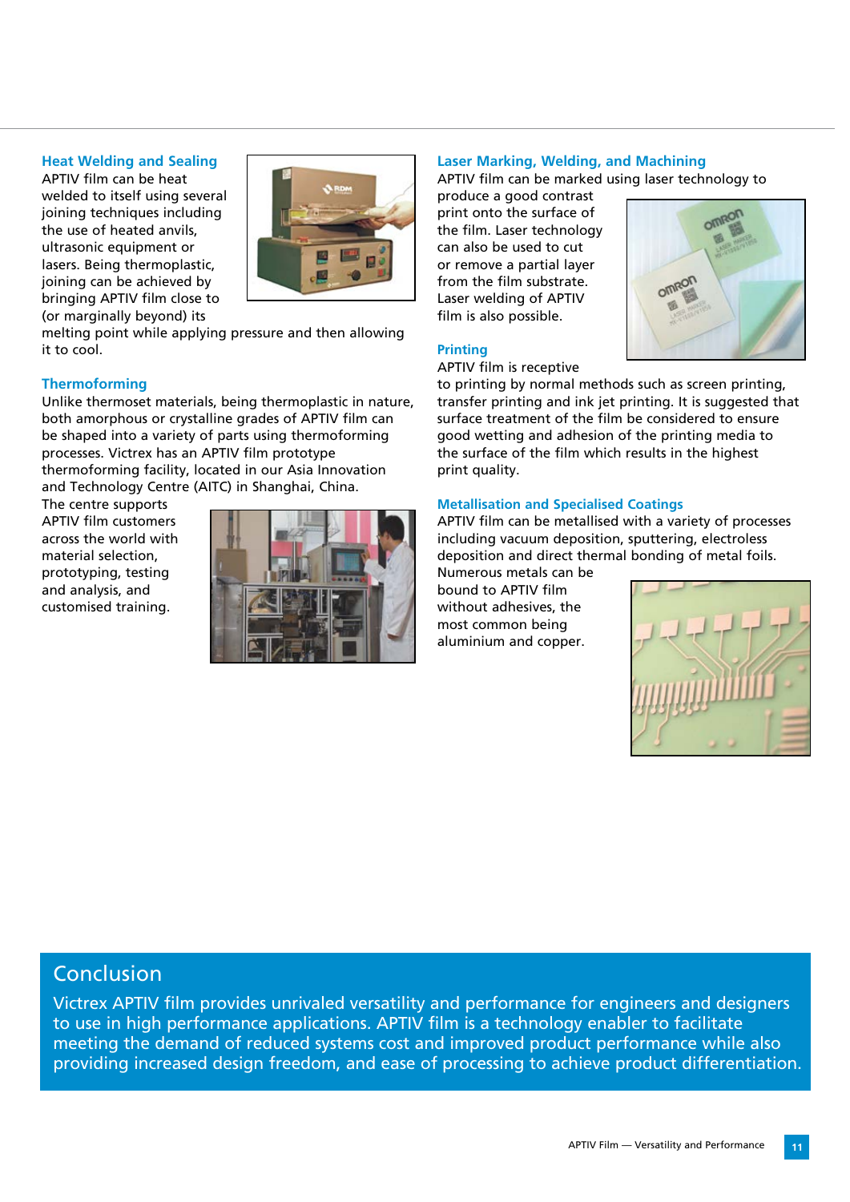### Heat Welding and Sealing

APTIV film can be heat welded to itself using several joining techniques including the use of heated anvils, ultrasonic equipment or lasers. Being thermoplastic, joining can be achieved by bringing APTIV film close to (or marginally beyond) its melting point while applying pressure and then allowing it to cool.

### Thermoforming

Unlike thermoset materials, being thermoplastic in nature, both amorphous or crystalline grades of APTIV film can be shaped into a variety of parts using thermoforming processes. Victrex has an APTIV film prototype thermoforming facility, located in our Asia Innovation and Technology Centre (AITC) in Shanghai, China. The centre supports APTIV film customers across the world with material selection, prototyping, testing and analysis, and customised training.

### Laser Marking, Welding, and Machining

APTIV film can be marked using laser technology to produce a good contrast print onto the surface of the film. Laser technology can also be used to cut or remove a partial layer from the film substrate. Laser welding of APTIV film is also possible.

### Printing

APTIV film is receptive to printing by normal methods such as screen printing, transfer printing and ink jet printing. It is suggested that surface treatment of the film be considered to ensure good wetting and adhesion of the printing media to the surface of the film which results in the highest print quality.

### Metallisation and Specialised Coatings

APTIV film can be metallised with a variety of processes including vacuum deposition, sputtering, electroless deposition and direct thermal bonding of metal foils. Numerous metals can be bound to APTIV film without adhesives, the most common being aluminium and copper.

## Conclusion

Victrex APTIV film provides unrivaled versatility and performance for engineers and designers to use in high performance applications. APTIV film is a technology enabler to facilitate meeting the demand of reduced systems cost and improved product performance while also providing increased design freedom, and ease of processing to achieve product differentiation.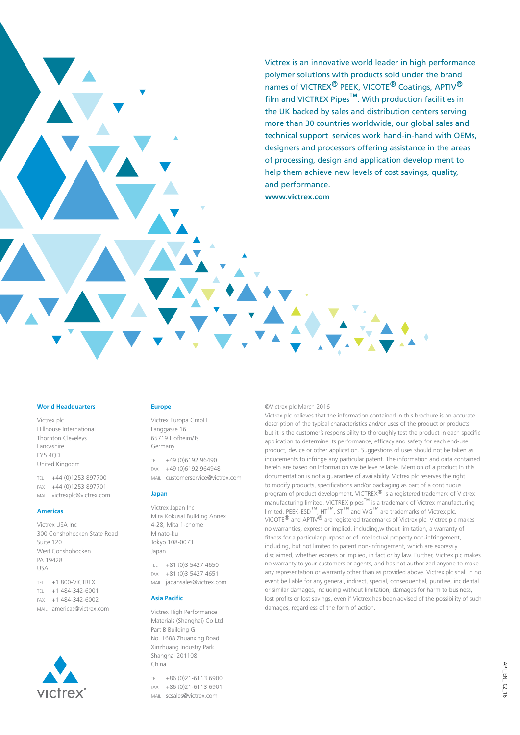Victrex is an innovative world leader in high performance polymer solutions with products sold under the brand names of VICTREX® PEEK, VICOTE® Coatings, APTIV® film and VICTREX Pipes™. With production facilities in the UK backed by sales and distribution centers serving more than 30 countries worldwide, our global sales and technical support services work hand-in-hand with OEMs, designers and processors offering assistance in the areas of processing, design and application develop ment to help them achieve new levels of cost savings, quality, and performance.

**www.victrex.com**

#### World Headquarters

Victrex plc
Hillhouse International
Thornton Cleveleys
Lancashire
FY5 4QD
United Kingdom

TEL +44 (0)1253 897700
FAX +44 (0)1253 897701
MAIL victrexplc@victrex.com

#### Americas

Victrex USA Inc
300 Conshohocken State Road
Suite 120
West Conshohocken
PA 19428
USA

TEL +1 800-VICTREX
TEL +1 484-342-6001
FAX +1 484-342-6002
MAIL americas@victrex.com

#### Europe

Victrex Europa GmbH
Langgasse 16
65719 Hofheim/Ts.
Germany

TEL +49 (0)6192 96490
FAX +49 (0)6192 964948
MAIL customerservice@victrex.com

#### Japan

Victrex Japan Inc
Mita Kokusai Building Annex
4-28, Mita 1-chome
Minato-ku
Tokyo 108-0073
Japan

TEL +81 (0)3 5427 4650
FAX +81 (0)3 5427 4651
MAIL japansales@victrex.com

#### Asia Pacific

Victrex High Performance
Materials (Shanghai) Co Ltd
Part B Building G
No. 1688 Zhuanxing Road
Xinzhuang Industry Park
Shanghai 201108
China

TEL +86 (0)21-6113 6900
FAX +86 (0)21-6113 6901
MAIL scsales@victrex.com

©Victrex plc March 2016

Victrex plc believes that the information contained in this brochure is an accurate description of the typical characteristics and/or uses of the product or products, but it is the customer's responsibility to thoroughly test the product in each specific application to determine its performance, efficacy and safety for each end-use product, device or other application. Suggestions of uses should not be taken as inducements to infringe any particular patent. The information and data contained herein are based on information we believe reliable. Mention of a product in this documentation is not a guarantee of availability. Victrex plc reserves the right to modify products, specifications and/or packaging as part of a continuous program of product development. VICTREX® is a registered trademark of Victrex manufacturing limited. VICTREX pipes™ is a trademark of Victrex manufacturing limited. PEEK-ESD™, HT™, ST™ and WG™ are trademarks of Victrex plc. VICOTE® and APTIV® are registered trademarks of Victrex plc. Victrex plc makes no warranties, express or implied, including,without limitation, a warranty of fitness for a particular purpose or of intellectual property non-infringement, including, but not limited to patent non-infringement, which are expressly disclaimed, whether express or implied, in fact or by law. Further, Victrex plc makes no warranty to your customers or agents, and has not authorized anyone to make any representation or warranty other than as provided above. Victrex plc shall in no event be liable for any general, indirect, special, consequential, punitive, incidental or similar damages, including without limitation, damages for harm to business, lost profits or lost savings, even if Victrex has been advised of the possibility of such damages, regardless of the form of action.

victrex®

APT_EN_02_16